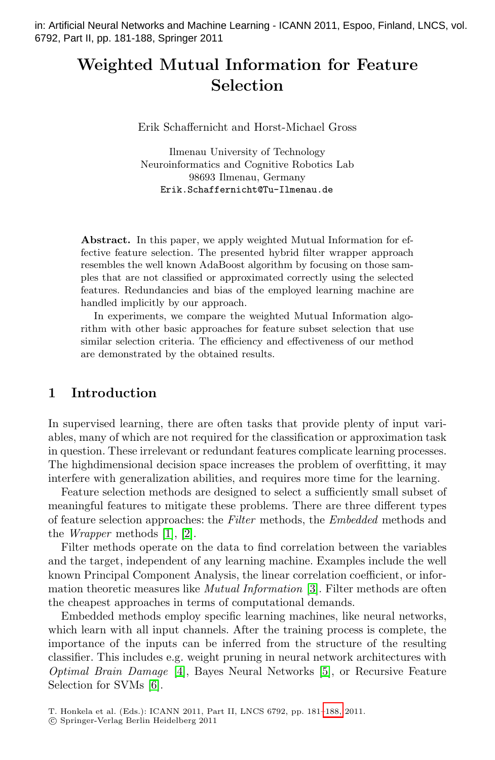in: Artificial Neural Networks and Machine Learning - ICANN 2011, Espoo, Finland, LNCS, vol. 6792, Part II, pp. 181-188, Springer 2011

# Weighted Mutual Information for Feature Selection

Erik Schaffernicht and Horst-Michael Gross

Ilmenau University of Technology
Neuroinformatics and Cognitive Robotics Lab
98693 Ilmenau, Germany
Erik.Schaffernicht@Tu-Ilmenau.de

**Abstract.** In this paper, we apply weighted Mutual Information for effective feature selection. The presented hybrid filter wrapper approach resembles the well known AdaBoost algorithm by focusing on those samples that are not classified or approximated correctly using the selected features. Redundancies and bias of the employed learning machine are handled implicitly by our approach.

In experiments, we compare the weighted Mutual Information algorithm with other basic approaches for feature subset selection that use similar selection criteria. The efficiency and effectiveness of our method are demonstrated by the obtained results.

## 1 Introduction

In supervised learning, there are often tasks that provide plenty of input variables, many of which are not required for the classification or approximation task in question. These irrelevant or redundant features complicate learning processes. The highdimensional decision space increases the problem of overfitting, it may interfere with generalization abilities, and requires more time for the learning.

Feature selection methods are designed to select a sufficiently small subset of meaningful features to mitigate these problems. There are three different types of feature selection approaches: the *Filter* methods, the *Embedded* methods and the *Wrapper* methods [1], [2].

Filter methods operate on the data to find correlation between the variables and the target, independent of any learning machine. Examples include the well known Principal Component Analysis, the linear correlation coefficient, or information theoretic measures like *Mutual Information* [3]. Filter methods are often the cheapest approaches in terms of computational demands.

Embedded methods employ specific learning machines, like neural networks, which learn with all input channels. After the training process is complete, the importance of the inputs can be inferred from the structure of the resulting classifier. This includes e.g. weight pruning in neural network architectures with *Optimal Brain Damage* [4], Bayes Neural Networks [5], or Recursive Feature Selection for SVMs [6].

T. Honkela et al. (Eds.): ICANN 2011, Part II, LNCS 6792, pp. 181–188, 2011.
© Springer-Verlag Berlin Heidelberg 2011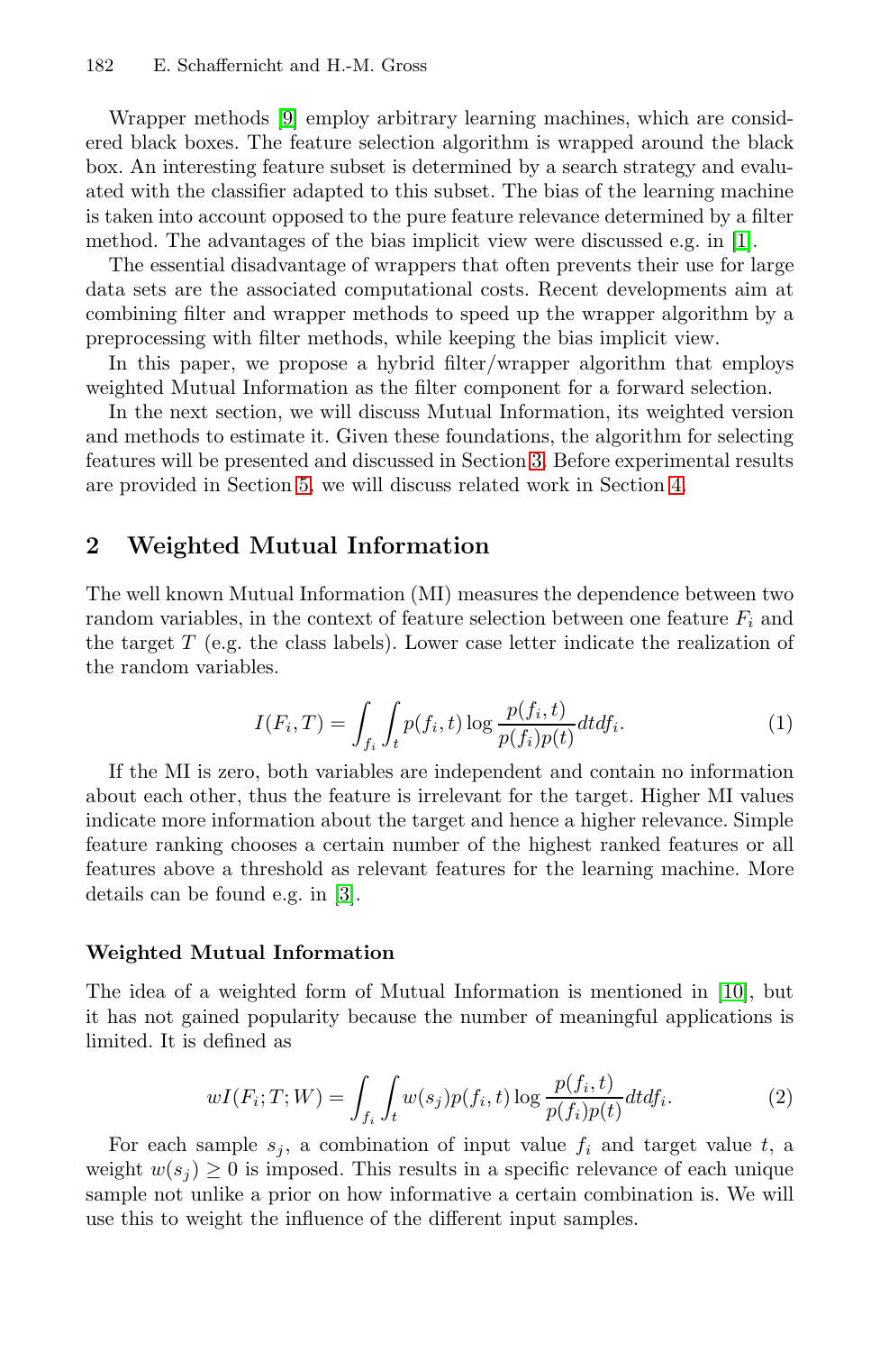Wrapper methods [9] employ arbitrary learning machines, which are considered black boxes. The feature selection algorithm is wrapped around the black box. An interesting feature subset is determined by a search strategy and evaluated with the classifier adapted to this subset. The bias of the learning machine is taken into account opposed to the pure feature relevance determined by a filter method. The advantages of the bias implicit view were discussed e.g. in [1].

The essential disadvantage of wrappers that often prevents their use for large data sets are the associated computational costs. Recent developments aim at combining filter and wrapper methods to speed up the wrapper algorithm by a preprocessing with filter methods, while keeping the bias implicit view.

In this paper, we propose a hybrid filter/wrapper algorithm that employs weighted Mutual Information as the filter component for a forward selection.

In the next section, we will discuss Mutual Information, its weighted version and methods to estimate it. Given these foundations, the algorithm for selecting features will be presented and discussed in Section 3. Before experimental results are provided in Section 5, we will discuss related work in Section 4.

## 2 Weighted Mutual Information

The well known Mutual Information (MI) measures the dependence between two random variables, in the context of feature selection between one feature $F_i$ and the target $T$ (e.g. the class labels). Lower case letter indicate the realization of the random variables.

$$I(F_i, T) = \int_{f_i} \int_t p(f_i, t) \log \frac{p(f_i, t)}{p(f_i)p(t)} dt df_i. \tag{1}$$

If the MI is zero, both variables are independent and contain no information about each other, thus the feature is irrelevant for the target. Higher MI values indicate more information about the target and hence a higher relevance. Simple feature ranking chooses a certain number of the highest ranked features or all features above a threshold as relevant features for the learning machine. More details can be found e.g. in [3].

### Weighted Mutual Information

The idea of a weighted form of Mutual Information is mentioned in [10], but it has not gained popularity because the number of meaningful applications is limited. It is defined as

$$wI(F_i; T; W) = \int_{f_i} \int_t w(s_j) p(f_i, t) \log \frac{p(f_i, t)}{p(f_i)p(t)} dt df_i. \tag{2}$$

For each sample $s_j$, a combination of input value $f_i$ and target value $t$, a weight $w(s_j) \geq 0$ is imposed. This results in a specific relevance of each unique sample not unlike a prior on how informative a certain combination is. We will use this to weight the influence of the different input samples.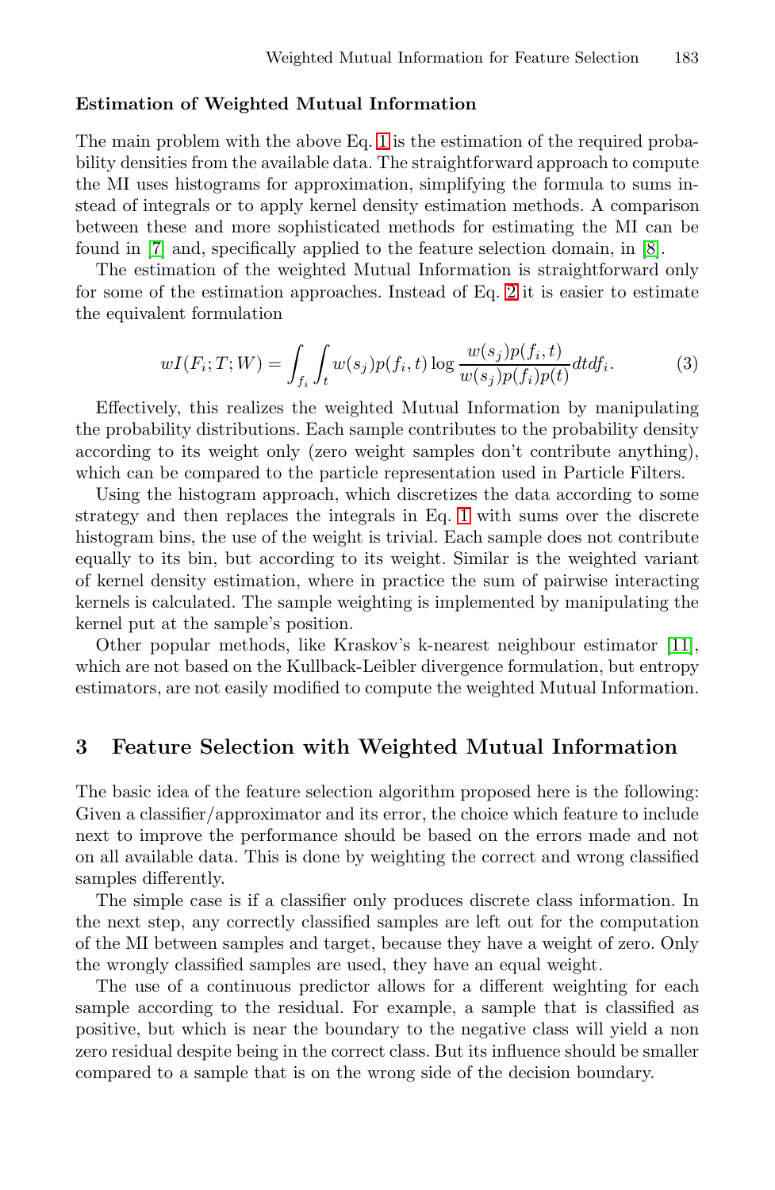**Estimation of Weighted Mutual Information**

The main problem with the above Eq. 1 is the estimation of the required probability densities from the available data. The straightforward approach to compute the MI uses histograms for approximation, simplifying the formula to sums instead of integrals or to apply kernel density estimation methods. A comparison between these and more sophisticated methods for estimating the MI can be found in [7] and, specifically applied to the feature selection domain, in [8].

The estimation of the weighted Mutual Information is straightforward only for some of the estimation approaches. Instead of Eq. 2 it is easier to estimate the equivalent formulation

$$wI(F_i;T;W) = \int_{f_i} \int_t w(s_j) p(f_i,t) \log \frac{w(s_j)p(f_i,t)}{w(s_j)p(f_i)p(t)} dt df_i. \tag{3}$$

Effectively, this realizes the weighted Mutual Information by manipulating the probability distributions. Each sample contributes to the probability density according to its weight only (zero weight samples don't contribute anything), which can be compared to the particle representation used in Particle Filters.

Using the histogram approach, which discretizes the data according to some strategy and then replaces the integrals in Eq. 1 with sums over the discrete histogram bins, the use of the weight is trivial. Each sample does not contribute equally to its bin, but according to its weight. Similar is the weighted variant of kernel density estimation, where in practice the sum of pairwise interacting kernels is calculated. The sample weighting is implemented by manipulating the kernel put at the sample's position.

Other popular methods, like Kraskov's k-nearest neighbour estimator [11], which are not based on the Kullback-Leibler divergence formulation, but entropy estimators, are not easily modified to compute the weighted Mutual Information.

## 3 Feature Selection with Weighted Mutual Information

The basic idea of the feature selection algorithm proposed here is the following: Given a classifier/approximator and its error, the choice which feature to include next to improve the performance should be based on the errors made and not on all available data. This is done by weighting the correct and wrong classified samples differently.

The simple case is if a classifier only produces discrete class information. In the next step, any correctly classified samples are left out for the computation of the MI between samples and target, because they have a weight of zero. Only the wrongly classified samples are used, they have an equal weight.

The use of a continuous predictor allows for a different weighting for each sample according to the residual. For example, a sample that is classified as positive, but which is near the boundary to the negative class will yield a non zero residual despite being in the correct class. But its influence should be smaller compared to a sample that is on the wrong side of the decision boundary.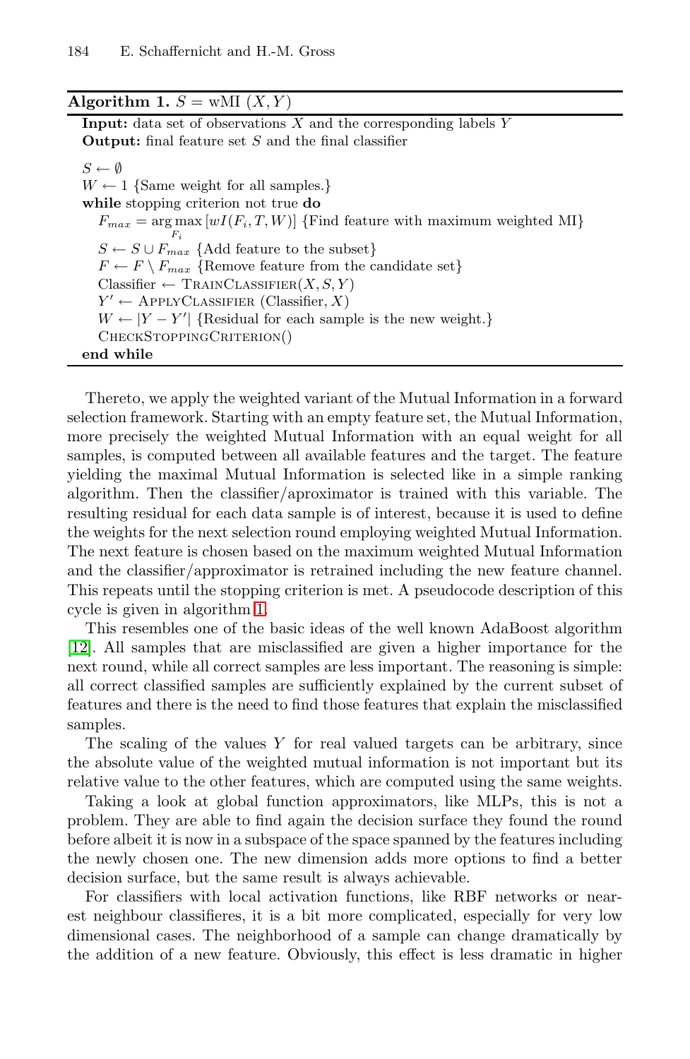**Algorithm 1.** $S = \text{wMI}\ (X, Y)$

```
Input: data set of observations X and the corresponding labels Y
Output: final feature set S and the final classifier

S ← ∅
W ← 1 {Same weight for all samples.}
while stopping criterion not true do
    F_max = arg max_{F_i} [wI(F_i, T, W)] {Find feature with maximum weighted MI}
    S ← S ∪ F_max {Add feature to the subset}
    F ← F \ F_max {Remove feature from the candidate set}
    Classifier ← TrainClassifier(X, S, Y)
    Y' ← ApplyClassifier (Classifier, X)
    W ← |Y − Y'| {Residual for each sample is the new weight.}
    CheckStoppingCriterion()
end while
```

Thereto, we apply the weighted variant of the Mutual Information in a forward selection framework. Starting with an empty feature set, the Mutual Information, more precisely the weighted Mutual Information with an equal weight for all samples, is computed between all available features and the target. The feature yielding the maximal Mutual Information is selected like in a simple ranking algorithm. Then the classifier/aproximator is trained with this variable. The resulting residual for each data sample is of interest, because it is used to define the weights for the next selection round employing weighted Mutual Information. The next feature is chosen based on the maximum weighted Mutual Information and the classifier/approximator is retrained including the new feature channel. This repeats until the stopping criterion is met. A pseudocode description of this cycle is given in algorithm 1.

This resembles one of the basic ideas of the well known AdaBoost algorithm [12]. All samples that are misclassified are given a higher importance for the next round, while all correct samples are less important. The reasoning is simple: all correct classified samples are sufficiently explained by the current subset of features and there is the need to find those features that explain the misclassified samples.

The scaling of the values $Y$ for real valued targets can be arbitrary, since the absolute value of the weighted mutual information is not important but its relative value to the other features, which are computed using the same weights.

Taking a look at global function approximators, like MLPs, this is not a problem. They are able to find again the decision surface they found the round before albeit it is now in a subspace of the space spanned by the features including the newly chosen one. The new dimension adds more options to find a better decision surface, but the same result is always achievable.

For classifiers with local activation functions, like RBF networks or nearest neighbour classifieres, it is a bit more complicated, especially for very low dimensional cases. The neighborhood of a sample can change dramatically by the addition of a new feature. Obviously, this effect is less dramatic in higher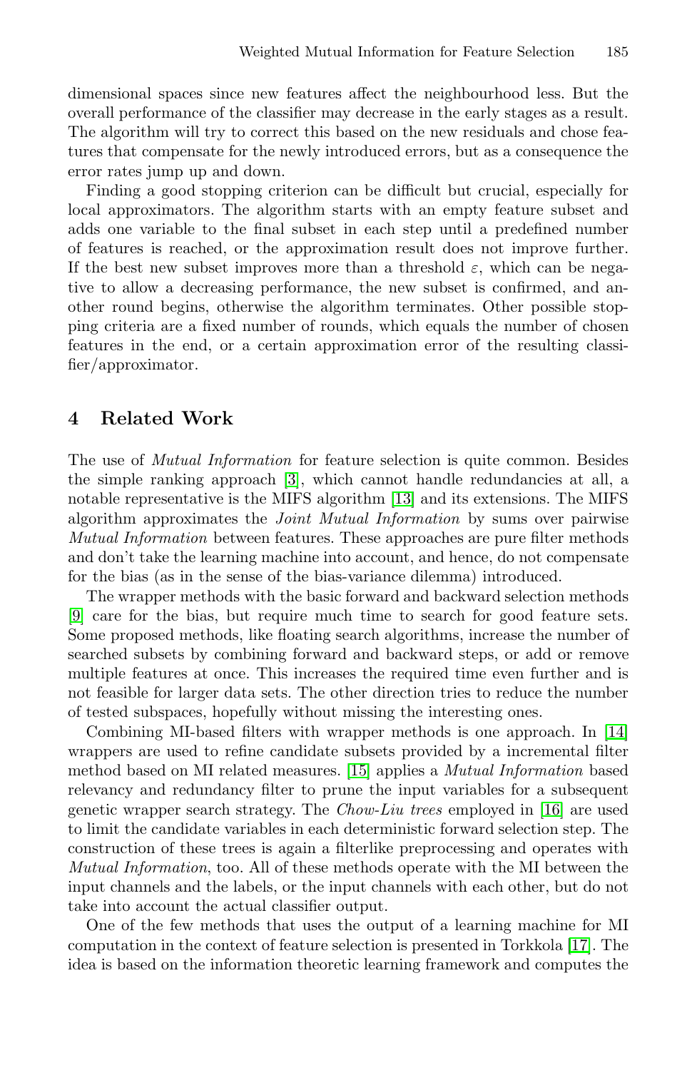dimensional spaces since new features affect the neighbourhood less. But the overall performance of the classifier may decrease in the early stages as a result. The algorithm will try to correct this based on the new residuals and chose features that compensate for the newly introduced errors, but as a consequence the error rates jump up and down.

Finding a good stopping criterion can be difficult but crucial, especially for local approximators. The algorithm starts with an empty feature subset and adds one variable to the final subset in each step until a predefined number of features is reached, or the approximation result does not improve further. If the best new subset improves more than a threshold $\varepsilon$, which can be negative to allow a decreasing performance, the new subset is confirmed, and another round begins, otherwise the algorithm terminates. Other possible stopping criteria are a fixed number of rounds, which equals the number of chosen features in the end, or a certain approximation error of the resulting classifier/approximator.

## 4 Related Work

The use of *Mutual Information* for feature selection is quite common. Besides the simple ranking approach [3], which cannot handle redundancies at all, a notable representative is the MIFS algorithm [13] and its extensions. The MIFS algorithm approximates the *Joint Mutual Information* by sums over pairwise *Mutual Information* between features. These approaches are pure filter methods and don't take the learning machine into account, and hence, do not compensate for the bias (as in the sense of the bias-variance dilemma) introduced.

The wrapper methods with the basic forward and backward selection methods [9] care for the bias, but require much time to search for good feature sets. Some proposed methods, like floating search algorithms, increase the number of searched subsets by combining forward and backward steps, or add or remove multiple features at once. This increases the required time even further and is not feasible for larger data sets. The other direction tries to reduce the number of tested subspaces, hopefully without missing the interesting ones.

Combining MI-based filters with wrapper methods is one approach. In [14] wrappers are used to refine candidate subsets provided by a incremental filter method based on MI related measures. [15] applies a *Mutual Information* based relevancy and redundancy filter to prune the input variables for a subsequent genetic wrapper search strategy. The *Chow-Liu trees* employed in [16] are used to limit the candidate variables in each deterministic forward selection step. The construction of these trees is again a filterlike preprocessing and operates with *Mutual Information*, too. All of these methods operate with the MI between the input channels and the labels, or the input channels with each other, but do not take into account the actual classifier output.

One of the few methods that uses the output of a learning machine for MI computation in the context of feature selection is presented in Torkkola [17]. The idea is based on the information theoretic learning framework and computes the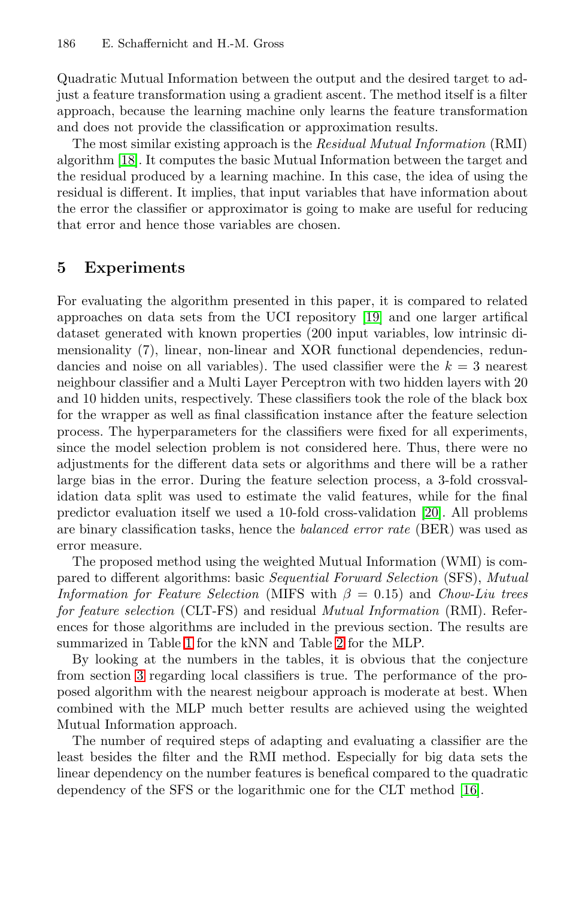Quadratic Mutual Information between the output and the desired target to adjust a feature transformation using a gradient ascent. The method itself is a filter approach, because the learning machine only learns the feature transformation and does not provide the classification or approximation results.

The most similar existing approach is the *Residual Mutual Information* (RMI) algorithm [18]. It computes the basic Mutual Information between the target and the residual produced by a learning machine. In this case, the idea of using the residual is different. It implies, that input variables that have information about the error the classifier or approximator is going to make are useful for reducing that error and hence those variables are chosen.

## 5 Experiments

For evaluating the algorithm presented in this paper, it is compared to related approaches on data sets from the UCI repository [19] and one larger artifical dataset generated with known properties (200 input variables, low intrinsic dimensionality (7), linear, non-linear and XOR functional dependencies, redundancies and noise on all variables). The used classifier were the $k = 3$ nearest neighbour classifier and a Multi Layer Perceptron with two hidden layers with 20 and 10 hidden units, respectively. These classifiers took the role of the black box for the wrapper as well as final classification instance after the feature selection process. The hyperparameters for the classifiers were fixed for all experiments, since the model selection problem is not considered here. Thus, there were no adjustments for the different data sets or algorithms and there will be a rather large bias in the error. During the feature selection process, a 3-fold crossvalidation data split was used to estimate the valid features, while for the final predictor evaluation itself we used a 10-fold cross-validation [20]. All problems are binary classification tasks, hence the *balanced error rate* (BER) was used as error measure.

The proposed method using the weighted Mutual Information (WMI) is compared to different algorithms: basic *Sequential Forward Selection* (SFS), *Mutual Information for Feature Selection* (MIFS with $\beta = 0.15$) and *Chow-Liu trees for feature selection* (CLT-FS) and residual *Mutual Information* (RMI). References for those algorithms are included in the previous section. The results are summarized in Table 1 for the kNN and Table 2 for the MLP.

By looking at the numbers in the tables, it is obvious that the conjecture from section 3 regarding local classifiers is true. The performance of the proposed algorithm with the nearest neigbour approach is moderate at best. When combined with the MLP much better results are achieved using the weighted Mutual Information approach.

The number of required steps of adapting and evaluating a classifier are the least besides the filter and the RMI method. Especially for big data sets the linear dependency on the number features is benefical compared to the quadratic dependency of the SFS or the logarithmic one for the CLT method [16].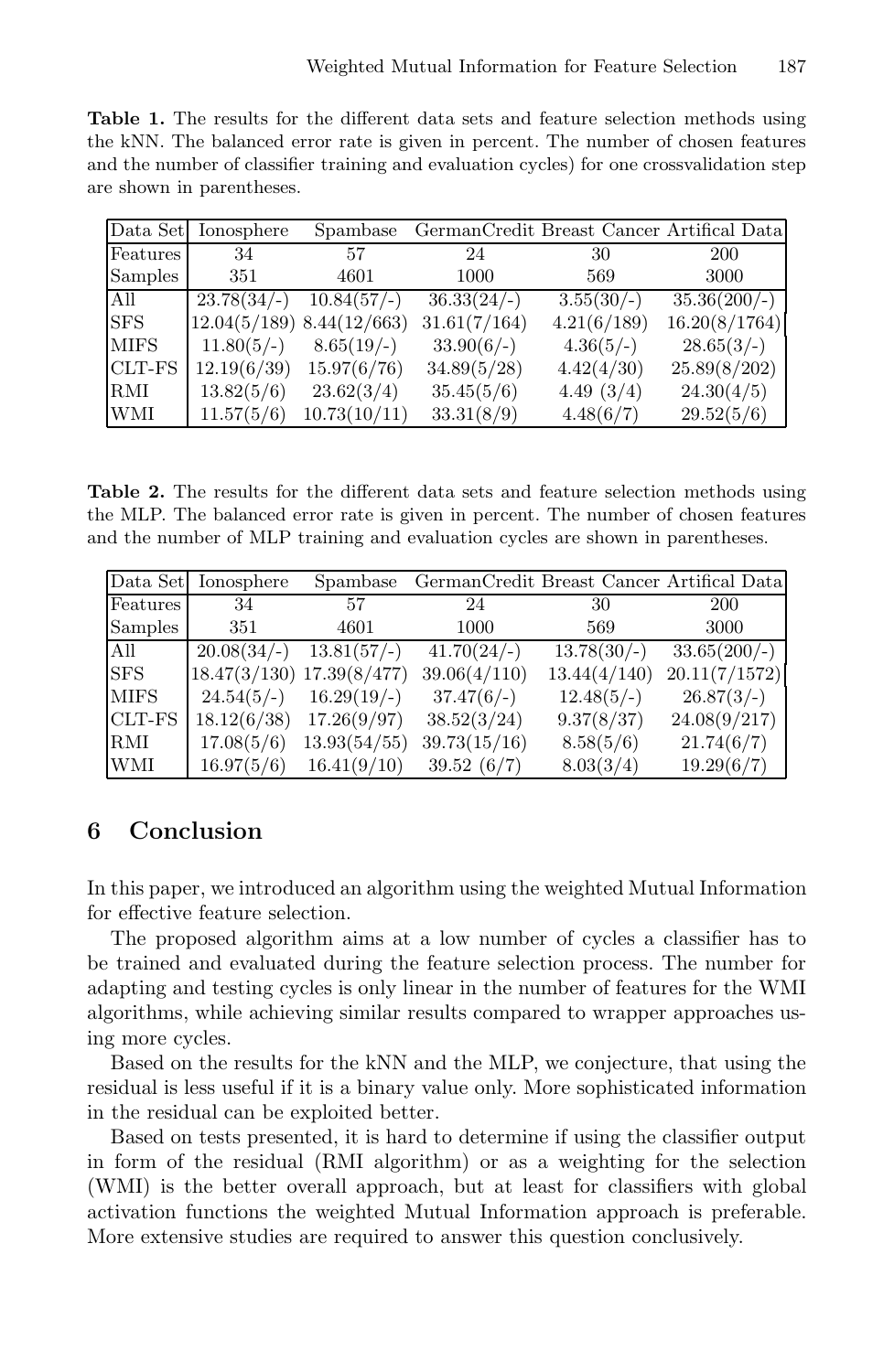**Table 1.** The results for the different data sets and feature selection methods using the kNN. The balanced error rate is given in percent. The number of chosen features and the number of classifier training and evaluation cycles) for one crossvalidation step are shown in parentheses.

| Data Set | Ionosphere | Spambase | GermanCredit | Breast Cancer | Artifical Data |
|---|---|---|---|---|---|
| Features | 34 | 57 | 24 | 30 | 200 |
| Samples | 351 | 4601 | 1000 | 569 | 3000 |
| All | 23.78(34/-) | 10.84(57/-) | 36.33(24/-) | 3.55(30/-) | 35.36(200/-) |
| SFS | 12.04(5/189) | 8.44(12/663) | 31.61(7/164) | 4.21(6/189) | 16.20(8/1764) |
| MIFS | 11.80(5/-) | 8.65(19/-) | 33.90(6/-) | 4.36(5/-) | 28.65(3/-) |
| CLT-FS | 12.19(6/39) | 15.97(6/76) | 34.89(5/28) | 4.42(4/30) | 25.89(8/202) |
| RMI | 13.82(5/6) | 23.62(3/4) | 35.45(5/6) | 4.49 (3/4) | 24.30(4/5) |
| WMI | 11.57(5/6) | 10.73(10/11) | 33.31(8/9) | 4.48(6/7) | 29.52(5/6) |

**Table 2.** The results for the different data sets and feature selection methods using the MLP. The balanced error rate is given in percent. The number of chosen features and the number of MLP training and evaluation cycles are shown in parentheses.

| Data Set | Ionosphere | Spambase | GermanCredit | Breast Cancer | Artifical Data |
|---|---|---|---|---|---|
| Features | 34 | 57 | 24 | 30 | 200 |
| Samples | 351 | 4601 | 1000 | 569 | 3000 |
| All | 20.08(34/-) | 13.81(57/-) | 41.70(24/-) | 13.78(30/-) | 33.65(200/-) |
| SFS | 18.47(3/130) | 17.39(8/477) | 39.06(4/110) | 13.44(4/140) | 20.11(7/1572) |
| MIFS | 24.54(5/-) | 16.29(19/-) | 37.47(6/-) | 12.48(5/-) | 26.87(3/-) |
| CLT-FS | 18.12(6/38) | 17.26(9/97) | 38.52(3/24) | 9.37(8/37) | 24.08(9/217) |
| RMI | 17.08(5/6) | 13.93(54/55) | 39.73(15/16) | 8.58(5/6) | 21.74(6/7) |
| WMI | 16.97(5/6) | 16.41(9/10) | 39.52 (6/7) | 8.03(3/4) | 19.29(6/7) |

## 6 Conclusion

In this paper, we introduced an algorithm using the weighted Mutual Information for effective feature selection.

The proposed algorithm aims at a low number of cycles a classifier has to be trained and evaluated during the feature selection process. The number for adapting and testing cycles is only linear in the number of features for the WMI algorithms, while achieving similar results compared to wrapper approaches using more cycles.

Based on the results for the kNN and the MLP, we conjecture, that using the residual is less useful if it is a binary value only. More sophisticated information in the residual can be exploited better.

Based on tests presented, it is hard to determine if using the classifier output in form of the residual (RMI algorithm) or as a weighting for the selection (WMI) is the better overall approach, but at least for classifiers with global activation functions the weighted Mutual Information approach is preferable. More extensive studies are required to answer this question conclusively.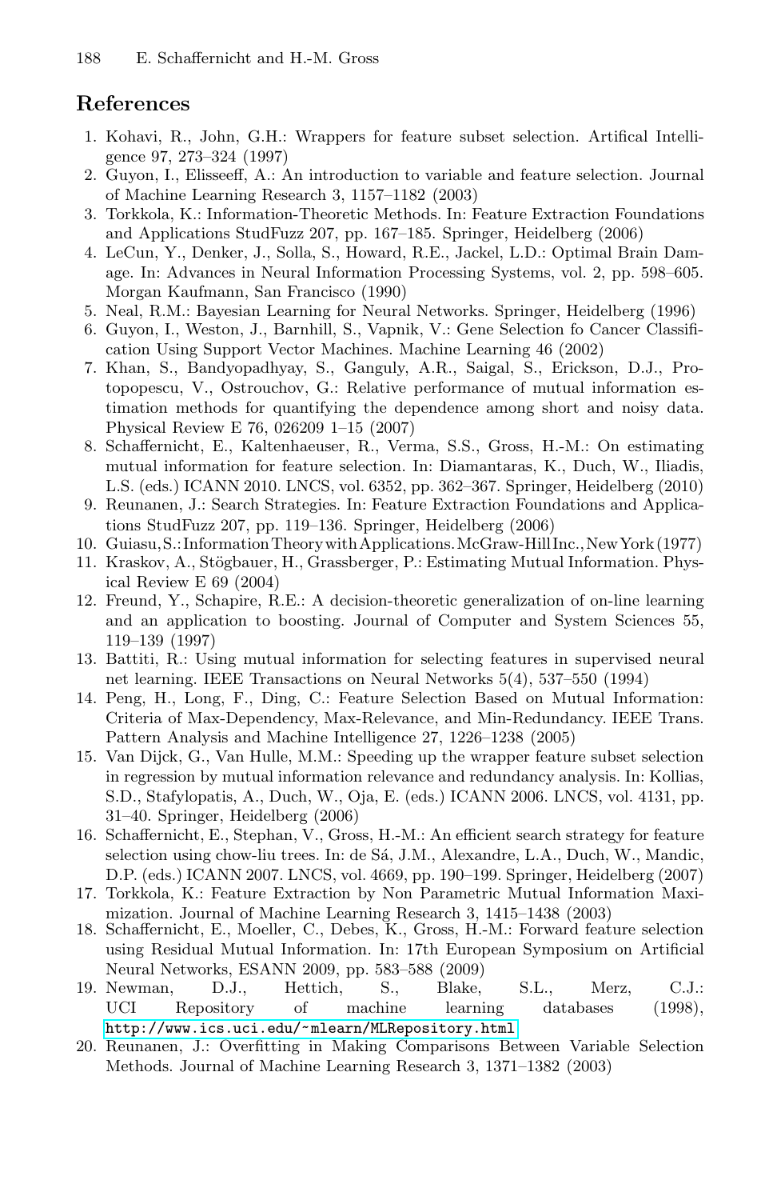## References

1. Kohavi, R., John, G.H.: Wrappers for feature subset selection. Artifical Intelligence 97, 273–324 (1997)
2. Guyon, I., Elisseeff, A.: An introduction to variable and feature selection. Journal of Machine Learning Research 3, 1157–1182 (2003)
3. Torkkola, K.: Information-Theoretic Methods. In: Feature Extraction Foundations and Applications StudFuzz 207, pp. 167–185. Springer, Heidelberg (2006)
4. LeCun, Y., Denker, J., Solla, S., Howard, R.E., Jackel, L.D.: Optimal Brain Damage. In: Advances in Neural Information Processing Systems, vol. 2, pp. 598–605. Morgan Kaufmann, San Francisco (1990)
5. Neal, R.M.: Bayesian Learning for Neural Networks. Springer, Heidelberg (1996)
6. Guyon, I., Weston, J., Barnhill, S., Vapnik, V.: Gene Selection fo Cancer Classification Using Support Vector Machines. Machine Learning 46 (2002)
7. Khan, S., Bandyopadhyay, S., Ganguly, A.R., Saigal, S., Erickson, D.J., Protopopescu, V., Ostrouchov, G.: Relative performance of mutual information estimation methods for quantifying the dependence among short and noisy data. Physical Review E 76, 026209 1–15 (2007)
8. Schaffernicht, E., Kaltenhaeuser, R., Verma, S.S., Gross, H.-M.: On estimating mutual information for feature selection. In: Diamantaras, K., Duch, W., Iliadis, L.S. (eds.) ICANN 2010. LNCS, vol. 6352, pp. 362–367. Springer, Heidelberg (2010)
9. Reunanen, J.: Search Strategies. In: Feature Extraction Foundations and Applications StudFuzz 207, pp. 119–136. Springer, Heidelberg (2006)
10. Guiasu, S.: Information Theory with Applications. McGraw-Hill Inc., New York (1977)
11. Kraskov, A., Stögbauer, H., Grassberger, P.: Estimating Mutual Information. Physical Review E 69 (2004)
12. Freund, Y., Schapire, R.E.: A decision-theoretic generalization of on-line learning and an application to boosting. Journal of Computer and System Sciences 55, 119–139 (1997)
13. Battiti, R.: Using mutual information for selecting features in supervised neural net learning. IEEE Transactions on Neural Networks 5(4), 537–550 (1994)
14. Peng, H., Long, F., Ding, C.: Feature Selection Based on Mutual Information: Criteria of Max-Dependency, Max-Relevance, and Min-Redundancy. IEEE Trans. Pattern Analysis and Machine Intelligence 27, 1226–1238 (2005)
15. Van Dijck, G., Van Hulle, M.M.: Speeding up the wrapper feature subset selection in regression by mutual information relevance and redundancy analysis. In: Kollias, S.D., Stafylopatis, A., Duch, W., Oja, E. (eds.) ICANN 2006. LNCS, vol. 4131, pp. 31–40. Springer, Heidelberg (2006)
16. Schaffernicht, E., Stephan, V., Gross, H.-M.: An efficient search strategy for feature selection using chow-liu trees. In: de Sá, J.M., Alexandre, L.A., Duch, W., Mandic, D.P. (eds.) ICANN 2007. LNCS, vol. 4669, pp. 190–199. Springer, Heidelberg (2007)
17. Torkkola, K.: Feature Extraction by Non Parametric Mutual Information Maximization. Journal of Machine Learning Research 3, 1415–1438 (2003)
18. Schaffernicht, E., Moeller, C., Debes, K., Gross, H.-M.: Forward feature selection using Residual Mutual Information. In: 17th European Symposium on Artificial Neural Networks, ESANN 2009, pp. 583–588 (2009)
19. Newman, D.J., Hettich, S., Blake, S.L., Merz, C.J.: UCI Repository of machine learning databases (1998), http://www.ics.uci.edu/~mlearn/MLRepository.html
20. Reunanen, J.: Overfitting in Making Comparisons Between Variable Selection Methods. Journal of Machine Learning Research 3, 1371–1382 (2003)